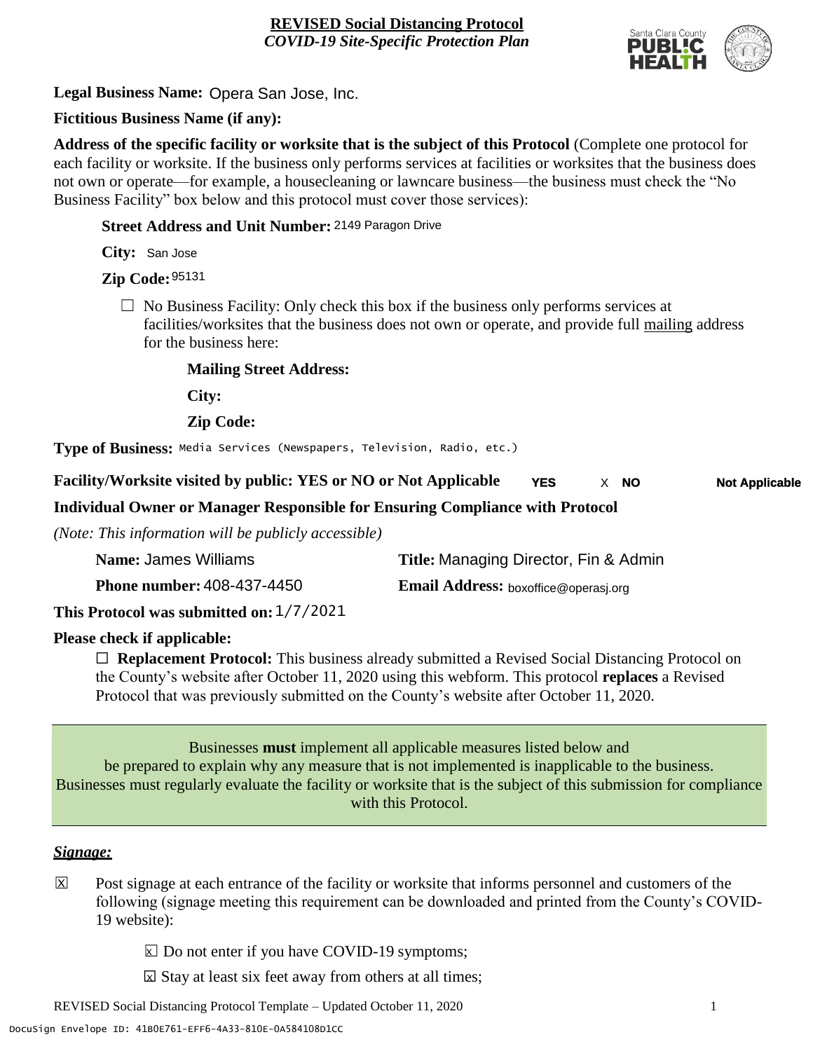**REVISED Social Distancing Protocol**
*COVID-19 Site-Specific Protection Plan*

**Legal Business Name:** Opera San Jose, Inc.

**Fictitious Business Name (if any):**

**Address of the specific facility or worksite that is the subject of this Protocol** (Complete one protocol for each facility or worksite. If the business only performs services at facilities or worksites that the business does not own or operate—for example, a housecleaning or lawncare business—the business must check the "No Business Facility" box below and this protocol must cover those services):

**Street Address and Unit Number:** 2149 Paragon Drive

**City:** San Jose

**Zip Code:** 95131

☐ No Business Facility: Only check this box if the business only performs services at facilities/worksites that the business does not own or operate, and provide full mailing address for the business here:

**Mailing Street Address:**

**City:**

**Zip Code:**

**Type of Business:** Media Services (Newspapers, Television, Radio, etc.)

**Facility/Worksite visited by public: YES or NO or Not Applicable** **YES** X **NO** **Not Applicable**

**Individual Owner or Manager Responsible for Ensuring Compliance with Protocol**

*(Note: This information will be publicly accessible)*

**Name:** James Williams **Title:** Managing Director, Fin & Admin

**Phone number:** 408-437-4450 **Email Address:** boxoffice@operasj.org

**This Protocol was submitted on:** 1/7/2021

**Please check if applicable:**

☐ **Replacement Protocol:** This business already submitted a Revised Social Distancing Protocol on the County's website after October 11, 2020 using this webform. This protocol **replaces** a Revised Protocol that was previously submitted on the County's website after October 11, 2020.

Businesses **must** implement all applicable measures listed below and be prepared to explain why any measure that is not implemented is inapplicable to the business. Businesses must regularly evaluate the facility or worksite that is the subject of this submission for compliance with this Protocol.

***Signage:***

☒ Post signage at each entrance of the facility or worksite that informs personnel and customers of the following (signage meeting this requirement can be downloaded and printed from the County's COVID-19 website):

☒ Do not enter if you have COVID-19 symptoms;

☒ Stay at least six feet away from others at all times;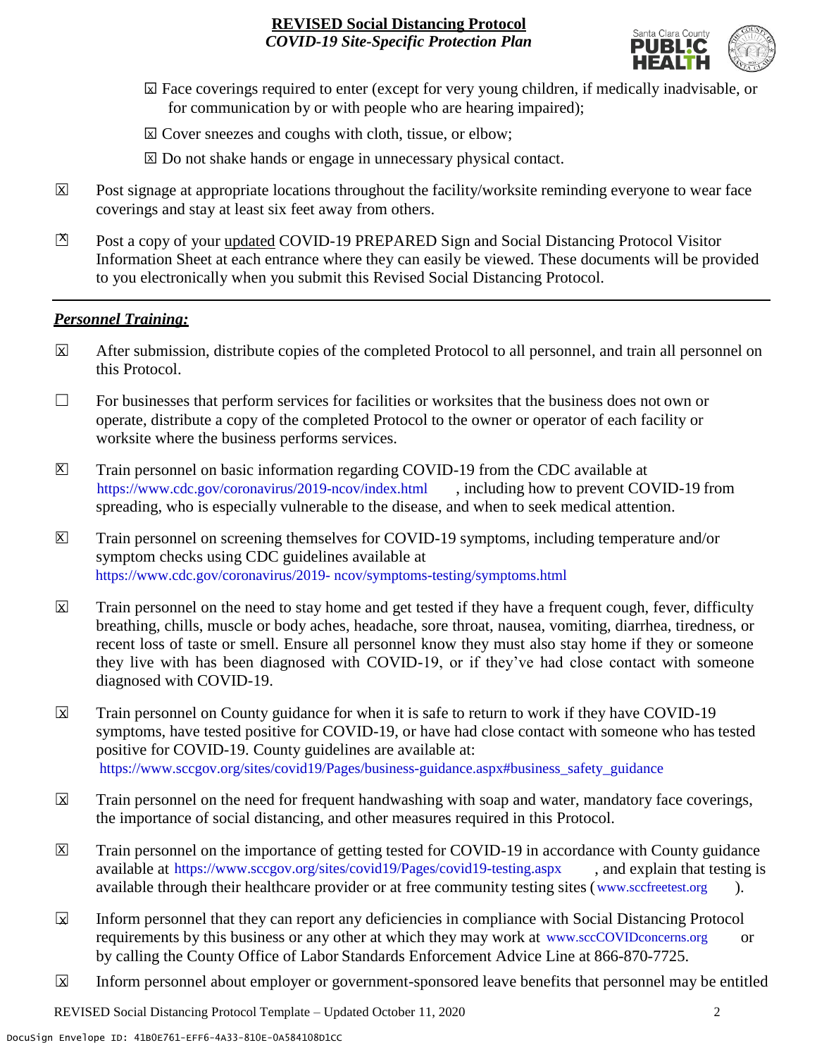☒ Face coverings required to enter (except for very young children, if medically inadvisable, or for communication by or with people who are hearing impaired);

☒ Cover sneezes and coughs with cloth, tissue, or elbow;

☒ Do not shake hands or engage in unnecessary physical contact.

☒ Post signage at appropriate locations throughout the facility/worksite reminding everyone to wear face coverings and stay at least six feet away from others.

☒ Post a copy of your updated COVID-19 PREPARED Sign and Social Distancing Protocol Visitor Information Sheet at each entrance where they can easily be viewed. These documents will be provided to you electronically when you submit this Revised Social Distancing Protocol.

---

***Personnel Training:***

☒ After submission, distribute copies of the completed Protocol to all personnel, and train all personnel on this Protocol.

☐ For businesses that perform services for facilities or worksites that the business does not own or operate, distribute a copy of the completed Protocol to the owner or operator of each facility or worksite where the business performs services.

☒ Train personnel on basic information regarding COVID-19 from the CDC available at https://www.cdc.gov/coronavirus/2019-ncov/index.html, including how to prevent COVID-19 from spreading, who is especially vulnerable to the disease, and when to seek medical attention.

☒ Train personnel on screening themselves for COVID-19 symptoms, including temperature and/or symptom checks using CDC guidelines available at https://www.cdc.gov/coronavirus/2019- ncov/symptoms-testing/symptoms.html

☒ Train personnel on the need to stay home and get tested if they have a frequent cough, fever, difficulty breathing, chills, muscle or body aches, headache, sore throat, nausea, vomiting, diarrhea, tiredness, or recent loss of taste or smell. Ensure all personnel know they must also stay home if they or someone they live with has been diagnosed with COVID-19, or if they've had close contact with someone diagnosed with COVID-19.

☒ Train personnel on County guidance for when it is safe to return to work if they have COVID-19 symptoms, have tested positive for COVID-19, or have had close contact with someone who has tested positive for COVID-19. County guidelines are available at: https://www.sccgov.org/sites/covid19/Pages/business-guidance.aspx#business_safety_guidance

☒ Train personnel on the need for frequent handwashing with soap and water, mandatory face coverings, the importance of social distancing, and other measures required in this Protocol.

☒ Train personnel on the importance of getting tested for COVID-19 in accordance with County guidance available at https://www.sccgov.org/sites/covid19/Pages/covid19-testing.aspx, and explain that testing is available through their healthcare provider or at free community testing sites (www.sccfreetest.org).

☒ Inform personnel that they can report any deficiencies in compliance with Social Distancing Protocol requirements by this business or any other at which they may work at www.sccCOVIDconcerns.org or by calling the County Office of Labor Standards Enforcement Advice Line at 866-870-7725.

☒ Inform personnel about employer or government-sponsored leave benefits that personnel may be entitled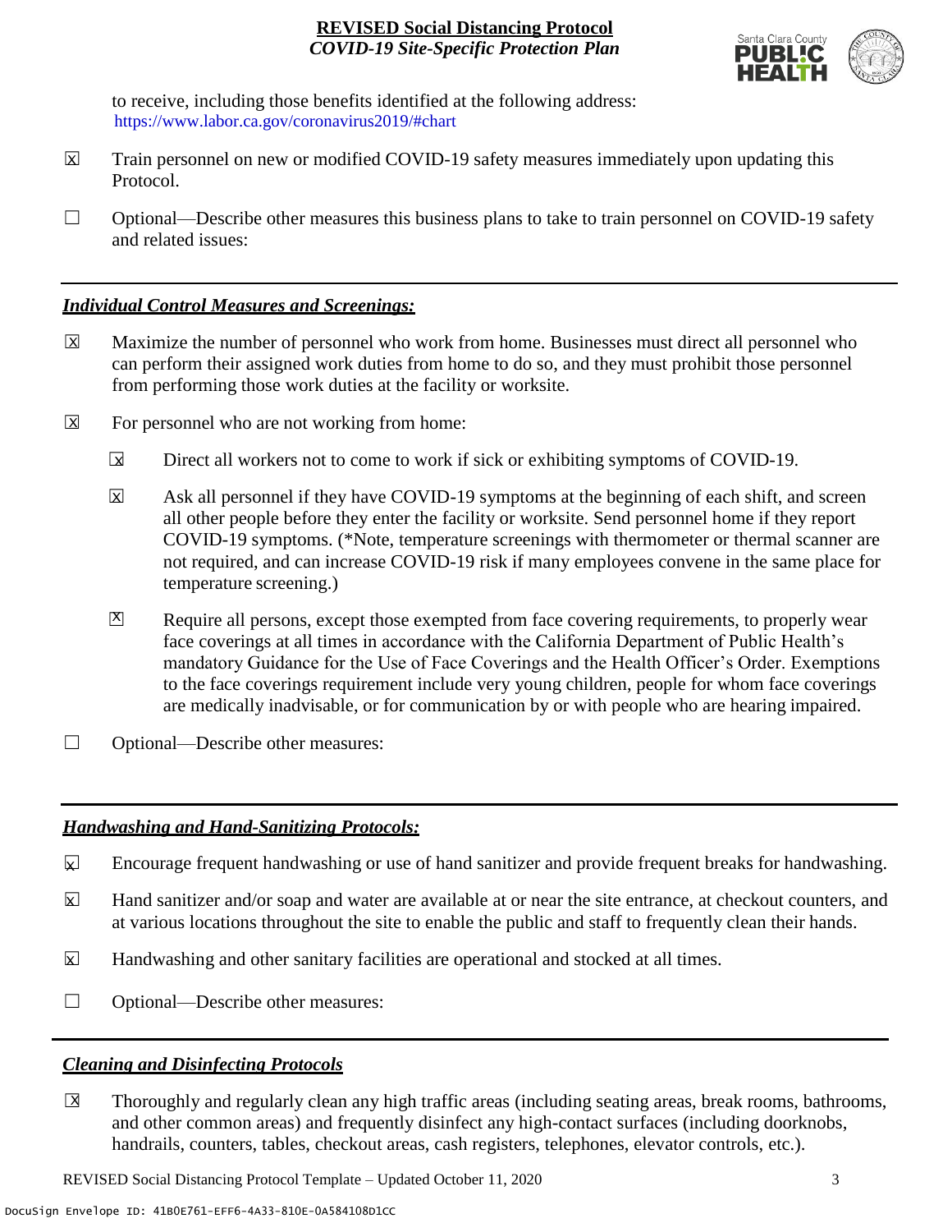to receive, including those benefits identified at the following address: https://www.labor.ca.gov/coronavirus2019/#chart

☒ Train personnel on new or modified COVID-19 safety measures immediately upon updating this Protocol.

☐ Optional—Describe other measures this business plans to take to train personnel on COVID-19 safety and related issues:

## *Individual Control Measures and Screenings:*

☒ Maximize the number of personnel who work from home. Businesses must direct all personnel who can perform their assigned work duties from home to do so, and they must prohibit those personnel from performing those work duties at the facility or worksite.

☒ For personnel who are not working from home:

- ☒ Direct all workers not to come to work if sick or exhibiting symptoms of COVID-19.
- ☒ Ask all personnel if they have COVID-19 symptoms at the beginning of each shift, and screen all other people before they enter the facility or worksite. Send personnel home if they report COVID-19 symptoms. (*Note, temperature screenings with thermometer or thermal scanner are not required, and can increase COVID-19 risk if many employees convene in the same place for temperature screening.)
- ☒ Require all persons, except those exempted from face covering requirements, to properly wear face coverings at all times in accordance with the California Department of Public Health's mandatory Guidance for the Use of Face Coverings and the Health Officer's Order. Exemptions to the face coverings requirement include very young children, people for whom face coverings are medically inadvisable, or for communication by or with people who are hearing impaired.

☐ Optional—Describe other measures:

## *Handwashing and Hand-Sanitizing Protocols:*

☒ Encourage frequent handwashing or use of hand sanitizer and provide frequent breaks for handwashing.

☒ Hand sanitizer and/or soap and water are available at or near the site entrance, at checkout counters, and at various locations throughout the site to enable the public and staff to frequently clean their hands.

☒ Handwashing and other sanitary facilities are operational and stocked at all times.

☐ Optional—Describe other measures:

## *Cleaning and Disinfecting Protocols*

☒ Thoroughly and regularly clean any high traffic areas (including seating areas, break rooms, bathrooms, and other common areas) and frequently disinfect any high-contact surfaces (including doorknobs, handrails, counters, tables, checkout areas, cash registers, telephones, elevator controls, etc.).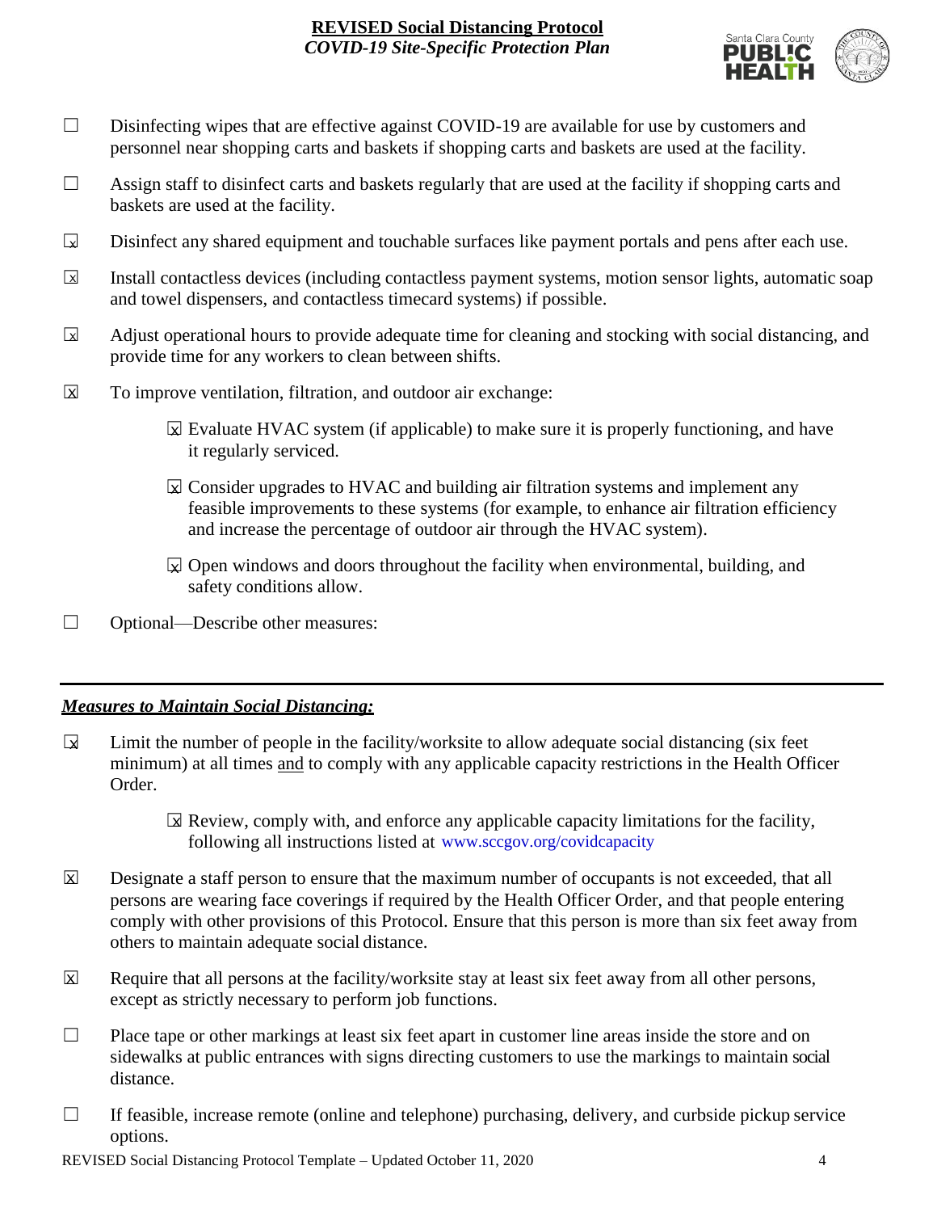- ☐ Disinfecting wipes that are effective against COVID-19 are available for use by customers and personnel near shopping carts and baskets if shopping carts and baskets are used at the facility.
- ☐ Assign staff to disinfect carts and baskets regularly that are used at the facility if shopping carts and baskets are used at the facility.
- ☒ Disinfect any shared equipment and touchable surfaces like payment portals and pens after each use.
- ☒ Install contactless devices (including contactless payment systems, motion sensor lights, automatic soap and towel dispensers, and contactless timecard systems) if possible.
- ☒ Adjust operational hours to provide adequate time for cleaning and stocking with social distancing, and provide time for any workers to clean between shifts.
- ☒ To improve ventilation, filtration, and outdoor air exchange:
  - ☒ Evaluate HVAC system (if applicable) to make sure it is properly functioning, and have it regularly serviced.
  - ☒ Consider upgrades to HVAC and building air filtration systems and implement any feasible improvements to these systems (for example, to enhance air filtration efficiency and increase the percentage of outdoor air through the HVAC system).
  - ☒ Open windows and doors throughout the facility when environmental, building, and safety conditions allow.
- ☐ Optional—Describe other measures:

---

## ***Measures to Maintain Social Distancing:***

- ☒ Limit the number of people in the facility/worksite to allow adequate social distancing (six feet minimum) at all times and to comply with any applicable capacity restrictions in the Health Officer Order.
  - ☒ Review, comply with, and enforce any applicable capacity limitations for the facility, following all instructions listed at www.sccgov.org/covidcapacity
- ☒ Designate a staff person to ensure that the maximum number of occupants is not exceeded, that all persons are wearing face coverings if required by the Health Officer Order, and that people entering comply with other provisions of this Protocol. Ensure that this person is more than six feet away from others to maintain adequate social distance.
- ☒ Require that all persons at the facility/worksite stay at least six feet away from all other persons, except as strictly necessary to perform job functions.
- ☐ Place tape or other markings at least six feet apart in customer line areas inside the store and on sidewalks at public entrances with signs directing customers to use the markings to maintain social distance.
- ☐ If feasible, increase remote (online and telephone) purchasing, delivery, and curbside pickup service options.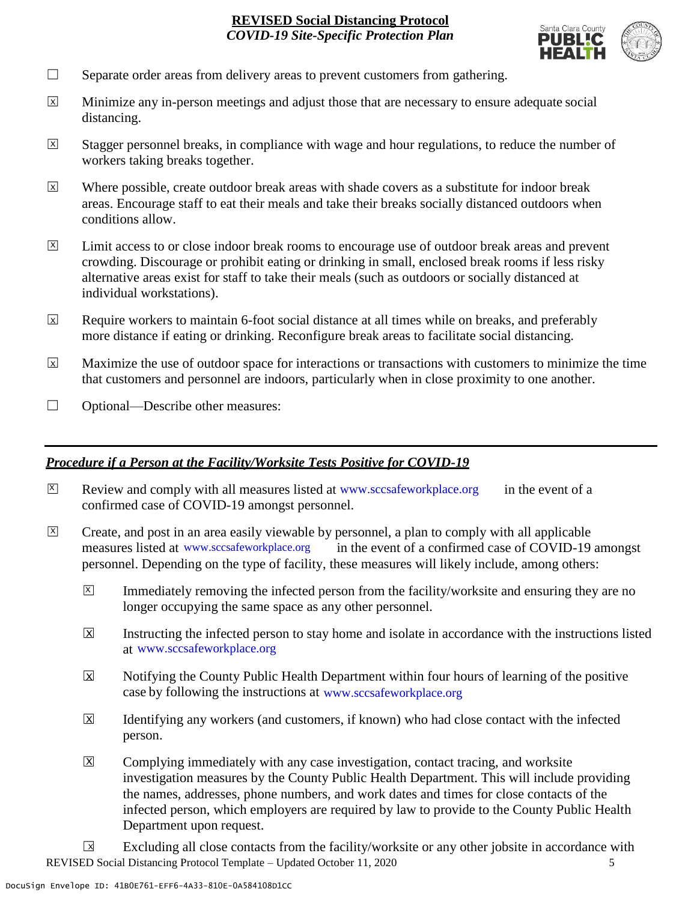☐ Separate order areas from delivery areas to prevent customers from gathering.

☒ Minimize any in-person meetings and adjust those that are necessary to ensure adequate social distancing.

☒ Stagger personnel breaks, in compliance with wage and hour regulations, to reduce the number of workers taking breaks together.

☒ Where possible, create outdoor break areas with shade covers as a substitute for indoor break areas. Encourage staff to eat their meals and take their breaks socially distanced outdoors when conditions allow.

☒ Limit access to or close indoor break rooms to encourage use of outdoor break areas and prevent crowding. Discourage or prohibit eating or drinking in small, enclosed break rooms if less risky alternative areas exist for staff to take their meals (such as outdoors or socially distanced at individual workstations).

☒ Require workers to maintain 6-foot social distance at all times while on breaks, and preferably more distance if eating or drinking. Reconfigure break areas to facilitate social distancing.

☒ Maximize the use of outdoor space for interactions or transactions with customers to minimize the time that customers and personnel are indoors, particularly when in close proximity to one another.

☐ Optional—Describe other measures:

---

***Procedure if a Person at the Facility/Worksite Tests Positive for COVID-19***

☒ Review and comply with all measures listed at www.sccsafeworkplace.org in the event of a confirmed case of COVID-19 amongst personnel.

☒ Create, and post in an area easily viewable by personnel, a plan to comply with all applicable measures listed at www.sccsafeworkplace.org in the event of a confirmed case of COVID-19 amongst personnel. Depending on the type of facility, these measures will likely include, among others:

- ☒ Immediately removing the infected person from the facility/worksite and ensuring they are no longer occupying the same space as any other personnel.
- ☒ Instructing the infected person to stay home and isolate in accordance with the instructions listed at www.sccsafeworkplace.org
- ☒ Notifying the County Public Health Department within four hours of learning of the positive case by following the instructions at www.sccsafeworkplace.org
- ☒ Identifying any workers (and customers, if known) who had close contact with the infected person.
- ☒ Complying immediately with any case investigation, contact tracing, and worksite investigation measures by the County Public Health Department. This will include providing the names, addresses, phone numbers, and work dates and times for close contacts of the infected person, which employers are required by law to provide to the County Public Health Department upon request.
- ☒ Excluding all close contacts from the facility/worksite or any other jobsite in accordance with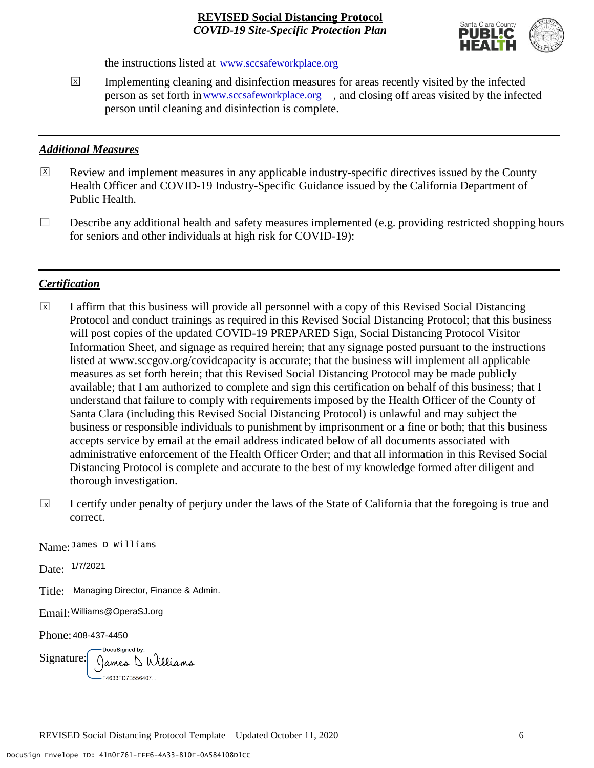the instructions listed at www.sccsafeworkplace.org

☒ Implementing cleaning and disinfection measures for areas recently visited by the infected person as set forth in www.sccsafeworkplace.org , and closing off areas visited by the infected person until cleaning and disinfection is complete.

## *Additional Measures*

☒ Review and implement measures in any applicable industry-specific directives issued by the County Health Officer and COVID-19 Industry-Specific Guidance issued by the California Department of Public Health.

☐ Describe any additional health and safety measures implemented (e.g. providing restricted shopping hours for seniors and other individuals at high risk for COVID-19):

## *Certification*

☒ I affirm that this business will provide all personnel with a copy of this Revised Social Distancing Protocol and conduct trainings as required in this Revised Social Distancing Protocol; that this business will post copies of the updated COVID-19 PREPARED Sign, Social Distancing Protocol Visitor Information Sheet, and signage as required herein; that any signage posted pursuant to the instructions listed at www.sccgov.org/covidcapacity is accurate; that the business will implement all applicable measures as set forth herein; that this Revised Social Distancing Protocol may be made publicly available; that I am authorized to complete and sign this certification on behalf of this business; that I understand that failure to comply with requirements imposed by the Health Officer of the County of Santa Clara (including this Revised Social Distancing Protocol) is unlawful and may subject the business or responsible individuals to punishment by imprisonment or a fine or both; that this business accepts service by email at the email address indicated below of all documents associated with administrative enforcement of the Health Officer Order; and that all information in this Revised Social Distancing Protocol is complete and accurate to the best of my knowledge formed after diligent and thorough investigation.

☒ I certify under penalty of perjury under the laws of the State of California that the foregoing is true and correct.

Name: James D Williams

Date: 1/7/2021

Title: Managing Director, Finance & Admin.

Email: Williams@OperaSJ.org

Phone: 408-437-4450

Signature: DocuSigned by: James D Williams F4633FD7B556407...